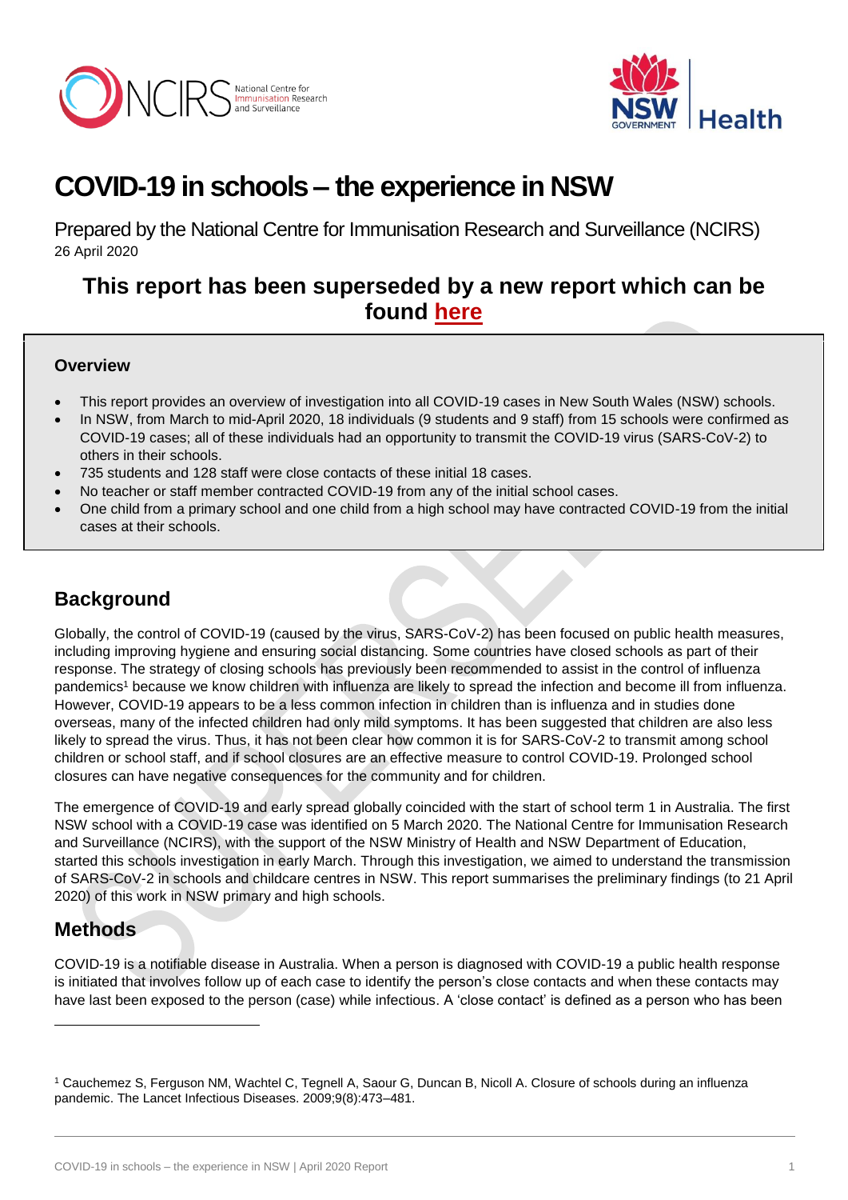# COVID-19 in schools – the experience in NSW

Prepared by the National Centre for Immunisation Research and Surveillance (NCIRS)
26 April 2020

## This report has been superseded by a new report which can be found here

### Overview

- This report provides an overview of investigation into all COVID-19 cases in New South Wales (NSW) schools.
- In NSW, from March to mid-April 2020, 18 individuals (9 students and 9 staff) from 15 schools were confirmed as COVID-19 cases; all of these individuals had an opportunity to transmit the COVID-19 virus (SARS-CoV-2) to others in their schools.
- 735 students and 128 staff were close contacts of these initial 18 cases.
- No teacher or staff member contracted COVID-19 from any of the initial school cases.
- One child from a primary school and one child from a high school may have contracted COVID-19 from the initial cases at their schools.

## Background

Globally, the control of COVID-19 (caused by the virus, SARS-CoV-2) has been focused on public health measures, including improving hygiene and ensuring social distancing. Some countries have closed schools as part of their response. The strategy of closing schools has previously been recommended to assist in the control of influenza pandemics[1] because we know children with influenza are likely to spread the infection and become ill from influenza. However, COVID-19 appears to be a less common infection in children than is influenza and in studies done overseas, many of the infected children had only mild symptoms. It has been suggested that children are also less likely to spread the virus. Thus, it has not been clear how common it is for SARS-CoV-2 to transmit among school children or school staff, and if school closures are an effective measure to control COVID-19. Prolonged school closures can have negative consequences for the community and for children.

The emergence of COVID-19 and early spread globally coincided with the start of school term 1 in Australia. The first NSW school with a COVID-19 case was identified on 5 March 2020. The National Centre for Immunisation Research and Surveillance (NCIRS), with the support of the NSW Ministry of Health and NSW Department of Education, started this schools investigation in early March. Through this investigation, we aimed to understand the transmission of SARS-CoV-2 in schools and childcare centres in NSW. This report summarises the preliminary findings (to 21 April 2020) of this work in NSW primary and high schools.

## Methods

COVID-19 is a notifiable disease in Australia. When a person is diagnosed with COVID-19 a public health response is initiated that involves follow up of each case to identify the person's close contacts and when these contacts may have last been exposed to the person (case) while infectious. A 'close contact' is defined as a person who has been

[1] Cauchemez S, Ferguson NM, Wachtel C, Tegnell A, Saour G, Duncan B, Nicoll A. Closure of schools during an influenza pandemic. The Lancet Infectious Diseases. 2009;9(8):473–481.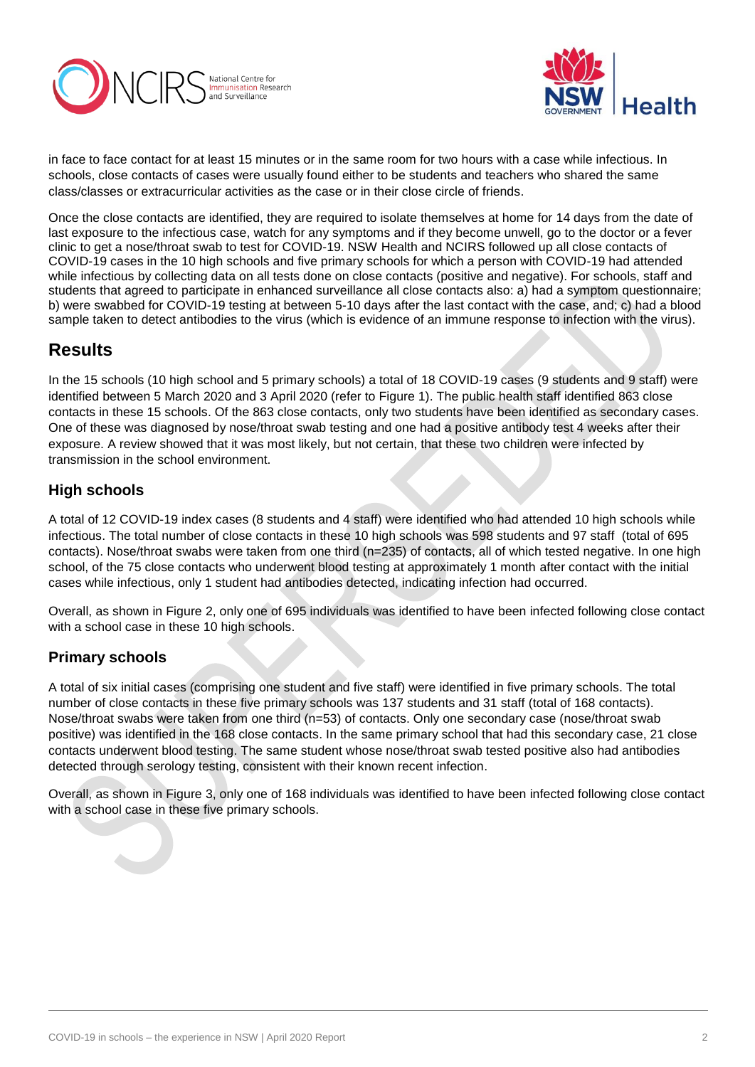in face to face contact for at least 15 minutes or in the same room for two hours with a case while infectious. In schools, close contacts of cases were usually found either to be students and teachers who shared the same class/classes or extracurricular activities as the case or in their close circle of friends.

Once the close contacts are identified, they are required to isolate themselves at home for 14 days from the date of last exposure to the infectious case, watch for any symptoms and if they become unwell, go to the doctor or a fever clinic to get a nose/throat swab to test for COVID-19. NSW Health and NCIRS followed up all close contacts of COVID-19 cases in the 10 high schools and five primary schools for which a person with COVID-19 had attended while infectious by collecting data on all tests done on close contacts (positive and negative). For schools, staff and students that agreed to participate in enhanced surveillance all close contacts also: a) had a symptom questionnaire; b) were swabbed for COVID-19 testing at between 5-10 days after the last contact with the case, and; c) had a blood sample taken to detect antibodies to the virus (which is evidence of an immune response to infection with the virus).

## Results

In the 15 schools (10 high school and 5 primary schools) a total of 18 COVID-19 cases (9 students and 9 staff) were identified between 5 March 2020 and 3 April 2020 (refer to Figure 1). The public health staff identified 863 close contacts in these 15 schools. Of the 863 close contacts, only two students have been identified as secondary cases. One of these was diagnosed by nose/throat swab testing and one had a positive antibody test 4 weeks after their exposure. A review showed that it was most likely, but not certain, that these two children were infected by transmission in the school environment.

### High schools

A total of 12 COVID-19 index cases (8 students and 4 staff) were identified who had attended 10 high schools while infectious. The total number of close contacts in these 10 high schools was 598 students and 97 staff (total of 695 contacts). Nose/throat swabs were taken from one third (n=235) of contacts, all of which tested negative. In one high school, of the 75 close contacts who underwent blood testing at approximately 1 month after contact with the initial cases while infectious, only 1 student had antibodies detected, indicating infection had occurred.

Overall, as shown in Figure 2, only one of 695 individuals was identified to have been infected following close contact with a school case in these 10 high schools.

### Primary schools

A total of six initial cases (comprising one student and five staff) were identified in five primary schools. The total number of close contacts in these five primary schools was 137 students and 31 staff (total of 168 contacts). Nose/throat swabs were taken from one third (n=53) of contacts. Only one secondary case (nose/throat swab positive) was identified in the 168 close contacts. In the same primary school that had this secondary case, 21 close contacts underwent blood testing. The same student whose nose/throat swab tested positive also had antibodies detected through serology testing, consistent with their known recent infection.

Overall, as shown in Figure 3, only one of 168 individuals was identified to have been infected following close contact with a school case in these five primary schools.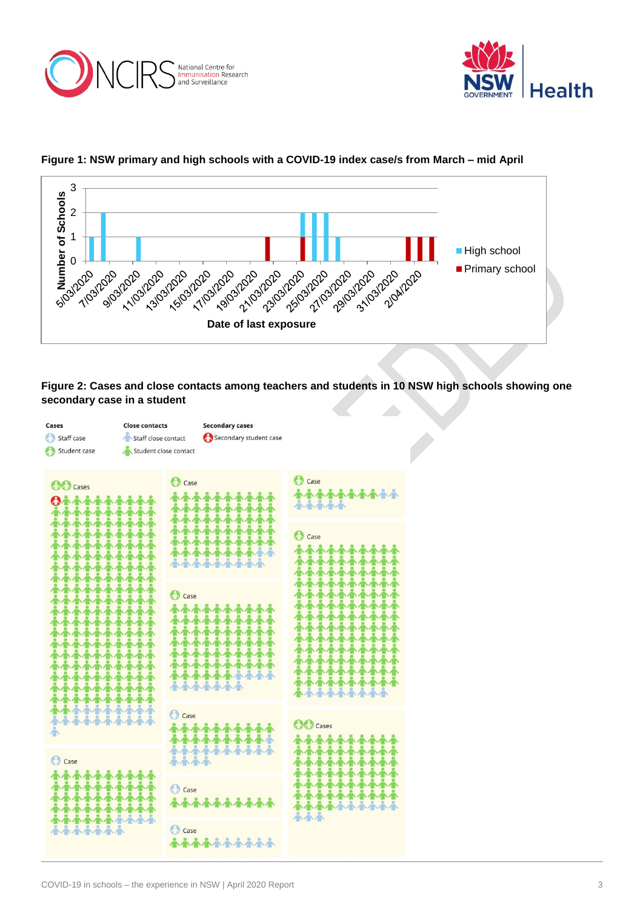**Figure 1: NSW primary and high schools with a COVID-19 index case/s from March – mid April**

**Figure 2: Cases and close contacts among teachers and students in 10 NSW high schools showing one secondary case in a student**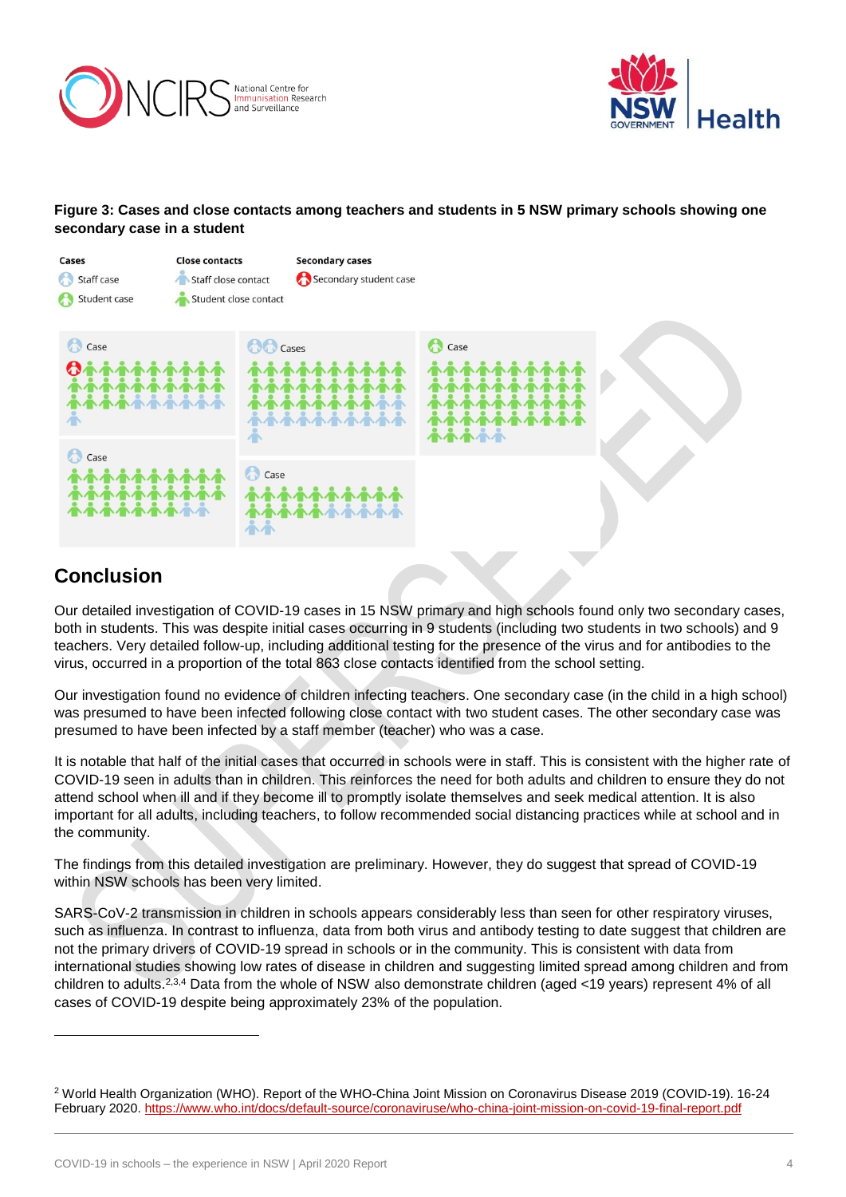**Figure 3: Cases and close contacts among teachers and students in 5 NSW primary schools showing one secondary case in a student**

## Conclusion

Our detailed investigation of COVID-19 cases in 15 NSW primary and high schools found only two secondary cases, both in students. This was despite initial cases occurring in 9 students (including two students in two schools) and 9 teachers. Very detailed follow-up, including additional testing for the presence of the virus and for antibodies to the virus, occurred in a proportion of the total 863 close contacts identified from the school setting.

Our investigation found no evidence of children infecting teachers. One secondary case (in the child in a high school) was presumed to have been infected following close contact with two student cases. The other secondary case was presumed to have been infected by a staff member (teacher) who was a case.

It is notable that half of the initial cases that occurred in schools were in staff. This is consistent with the higher rate of COVID-19 seen in adults than in children. This reinforces the need for both adults and children to ensure they do not attend school when ill and if they become ill to promptly isolate themselves and seek medical attention. It is also important for all adults, including teachers, to follow recommended social distancing practices while at school and in the community.

The findings from this detailed investigation are preliminary. However, they do suggest that spread of COVID-19 within NSW schools has been very limited.

SARS-CoV-2 transmission in children in schools appears considerably less than seen for other respiratory viruses, such as influenza. In contrast to influenza, data from both virus and antibody testing to date suggest that children are not the primary drivers of COVID-19 spread in schools or in the community. This is consistent with data from international studies showing low rates of disease in children and suggesting limited spread among children and from children to adults.[2,3,4] Data from the whole of NSW also demonstrate children (aged <19 years) represent 4% of all cases of COVID-19 despite being approximately 23% of the population.

---

[2] World Health Organization (WHO). Report of the WHO-China Joint Mission on Coronavirus Disease 2019 (COVID-19). 16-24 February 2020. https://www.who.int/docs/default-source/coronaviruse/who-china-joint-mission-on-covid-19-final-report.pdf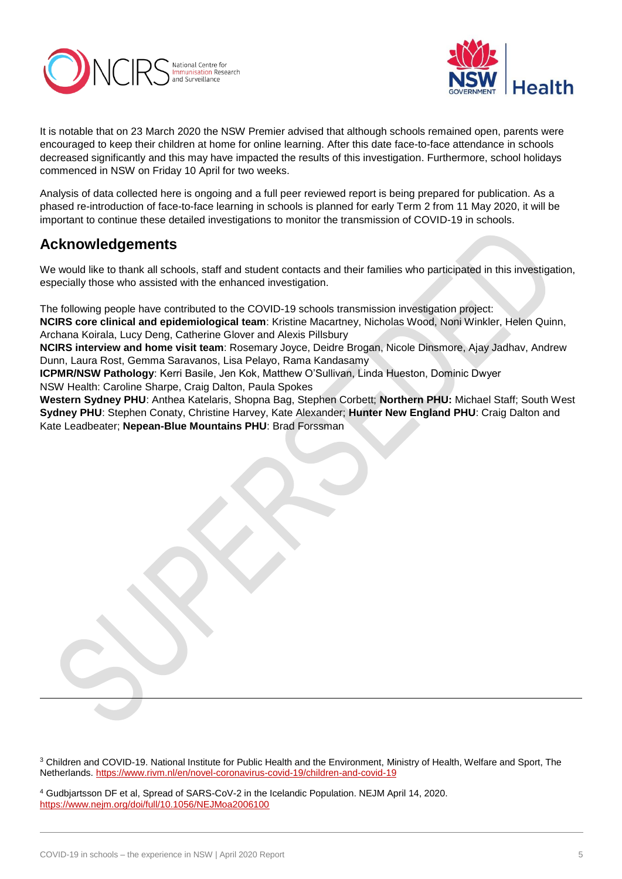It is notable that on 23 March 2020 the NSW Premier advised that although schools remained open, parents were encouraged to keep their children at home for online learning. After this date face-to-face attendance in schools decreased significantly and this may have impacted the results of this investigation. Furthermore, school holidays commenced in NSW on Friday 10 April for two weeks.

Analysis of data collected here is ongoing and a full peer reviewed report is being prepared for publication. As a phased re-introduction of face-to-face learning in schools is planned for early Term 2 from 11 May 2020, it will be important to continue these detailed investigations to monitor the transmission of COVID-19 in schools.

## Acknowledgements

We would like to thank all schools, staff and student contacts and their families who participated in this investigation, especially those who assisted with the enhanced investigation.

The following people have contributed to the COVID-19 schools transmission investigation project:
**NCIRS core clinical and epidemiological team**: Kristine Macartney, Nicholas Wood, Noni Winkler, Helen Quinn, Archana Koirala, Lucy Deng, Catherine Glover and Alexis Pillsbury
**NCIRS interview and home visit team**: Rosemary Joyce, Deidre Brogan, Nicole Dinsmore, Ajay Jadhav, Andrew Dunn, Laura Rost, Gemma Saravanos, Lisa Pelayo, Rama Kandasamy
**ICPMR/NSW Pathology**: Kerri Basile, Jen Kok, Matthew O'Sullivan, Linda Hueston, Dominic Dwyer
NSW Health: Caroline Sharpe, Craig Dalton, Paula Spokes
**Western Sydney PHU**: Anthea Katelaris, Shopna Bag, Stephen Corbett; **Northern PHU:** Michael Staff; South West **Sydney PHU**: Stephen Conaty, Christine Harvey, Kate Alexander; **Hunter New England PHU**: Craig Dalton and Kate Leadbeater; **Nepean-Blue Mountains PHU**: Brad Forssman

---

[3] Children and COVID-19. National Institute for Public Health and the Environment, Ministry of Health, Welfare and Sport, The Netherlands. https://www.rivm.nl/en/novel-coronavirus-covid-19/children-and-covid-19

[4] Gudbjartsson DF et al, Spread of SARS-CoV-2 in the Icelandic Population. NEJM April 14, 2020. https://www.nejm.org/doi/full/10.1056/NEJMoa2006100